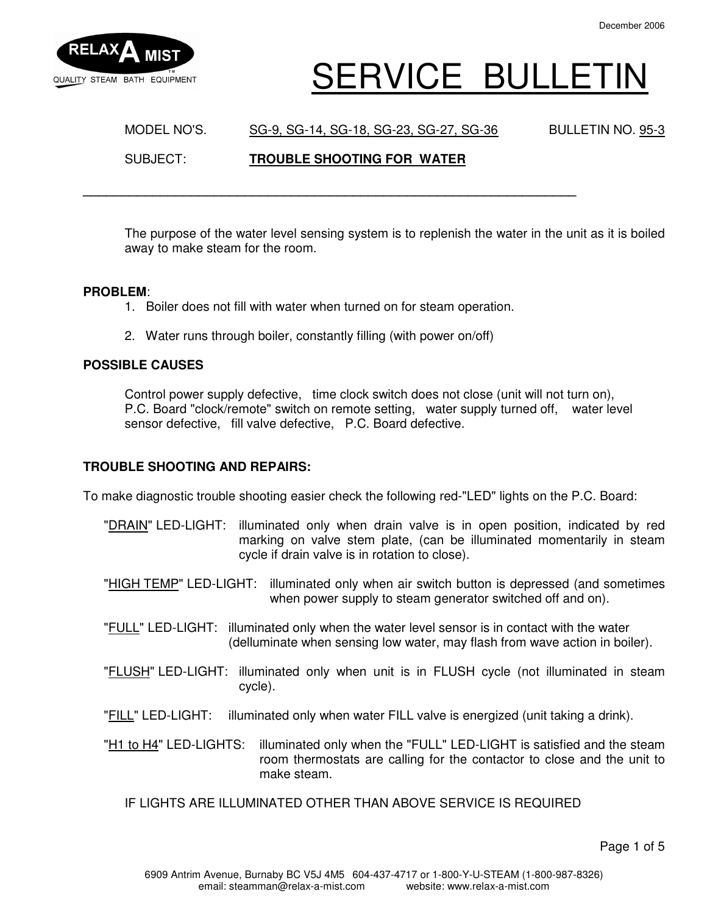December 2006

RELAX A MIST
QUALITY STEAM BATH EQUIPMENT

# SERVICE BULLETIN

MODEL NO'S. SG-9, SG-14, SG-18, SG-23, SG-27, SG-36 BULLETIN NO. 95-3

SUBJECT: **TROUBLE SHOOTING FOR WATER**

---

The purpose of the water level sensing system is to replenish the water in the unit as it is boiled away to make steam for the room.

**PROBLEM**:

1. Boiler does not fill with water when turned on for steam operation.
2. Water runs through boiler, constantly filling (with power on/off)

**POSSIBLE CAUSES**

Control power supply defective, time clock switch does not close (unit will not turn on), P.C. Board "clock/remote" switch on remote setting, water supply turned off, water level sensor defective, fill valve defective, P.C. Board defective.

**TROUBLE SHOOTING AND REPAIRS:**

To make diagnostic trouble shooting easier check the following red-"LED" lights on the P.C. Board:

"DRAIN" LED-LIGHT: illuminated only when drain valve is in open position, indicated by red marking on valve stem plate, (can be illuminated momentarily in steam cycle if drain valve is in rotation to close).

"HIGH TEMP" LED-LIGHT: illuminated only when air switch button is depressed (and sometimes when power supply to steam generator switched off and on).

"FULL" LED-LIGHT: illuminated only when the water level sensor is in contact with the water (delluminate when sensing low water, may flash from wave action in boiler).

"FLUSH" LED-LIGHT: illuminated only when unit is in FLUSH cycle (not illuminated in steam cycle).

"FILL" LED-LIGHT: illuminated only when water FILL valve is energized (unit taking a drink).

"H1 to H4" LED-LIGHTS: illuminated only when the "FULL" LED-LIGHT is satisfied and the steam room thermostats are calling for the contactor to close and the unit to make steam.

IF LIGHTS ARE ILLUMINATED OTHER THAN ABOVE SERVICE IS REQUIRED

6909 Antrim Avenue, Burnaby BC V5J 4M5 604-437-4717 or 1-800-Y-U-STEAM (1-800-987-8326)
email: steamman@relax-a-mist.com website: www.relax-a-mist.com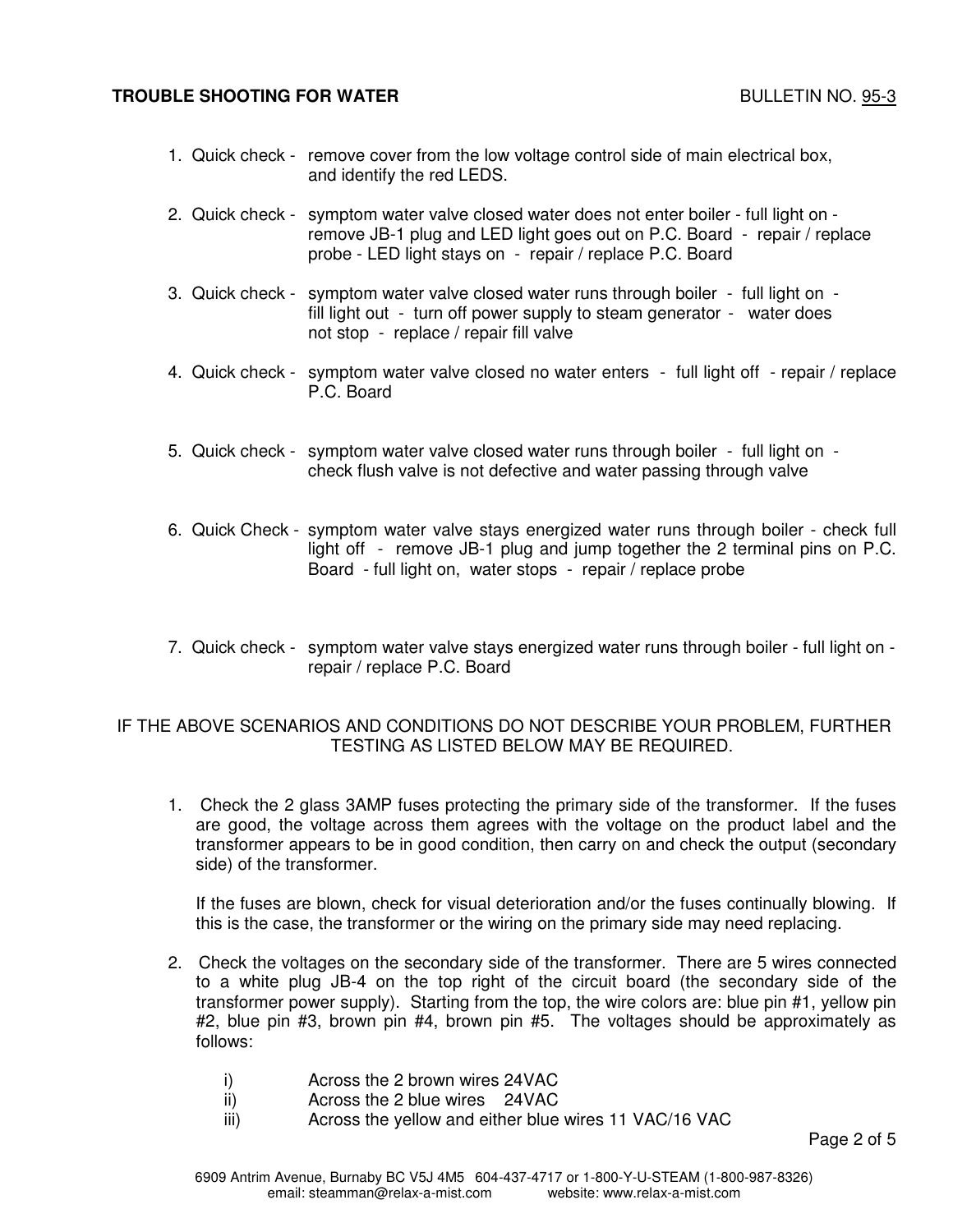**TROUBLE SHOOTING FOR WATER** BULLETIN NO. 95-3

1. Quick check - remove cover from the low voltage control side of main electrical box, and identify the red LEDS.

2. Quick check - symptom water valve closed water does not enter boiler - full light on - remove JB-1 plug and LED light goes out on P.C. Board - repair / replace probe - LED light stays on - repair / replace P.C. Board

3. Quick check - symptom water valve closed water runs through boiler - full light on - fill light out - turn off power supply to steam generator - water does not stop - replace / repair fill valve

4. Quick check - symptom water valve closed no water enters - full light off - repair / replace P.C. Board

5. Quick check - symptom water valve closed water runs through boiler - full light on - check flush valve is not defective and water passing through valve

6. Quick Check - symptom water valve stays energized water runs through boiler - check full light off - remove JB-1 plug and jump together the 2 terminal pins on P.C. Board - full light on, water stops - repair / replace probe

7. Quick check - symptom water valve stays energized water runs through boiler - full light on - repair / replace P.C. Board

IF THE ABOVE SCENARIOS AND CONDITIONS DO NOT DESCRIBE YOUR PROBLEM, FURTHER TESTING AS LISTED BELOW MAY BE REQUIRED.

1. Check the 2 glass 3AMP fuses protecting the primary side of the transformer. If the fuses are good, the voltage across them agrees with the voltage on the product label and the transformer appears to be in good condition, then carry on and check the output (secondary side) of the transformer.

   If the fuses are blown, check for visual deterioration and/or the fuses continually blowing. If this is the case, the transformer or the wiring on the primary side may need replacing.

2. Check the voltages on the secondary side of the transformer. There are 5 wires connected to a white plug JB-4 on the top right of the circuit board (the secondary side of the transformer power supply). Starting from the top, the wire colors are: blue pin #1, yellow pin #2, blue pin #3, brown pin #4, brown pin #5. The voltages should be approximately as follows:

   i) Across the 2 brown wires 24VAC
   ii) Across the 2 blue wires 24VAC
   iii) Across the yellow and either blue wires 11 VAC/16 VAC

6909 Antrim Avenue, Burnaby BC V5J 4M5 604-437-4717 or 1-800-Y-U-STEAM (1-800-987-8326)
email: steamman@relax-a-mist.com website: www.relax-a-mist.com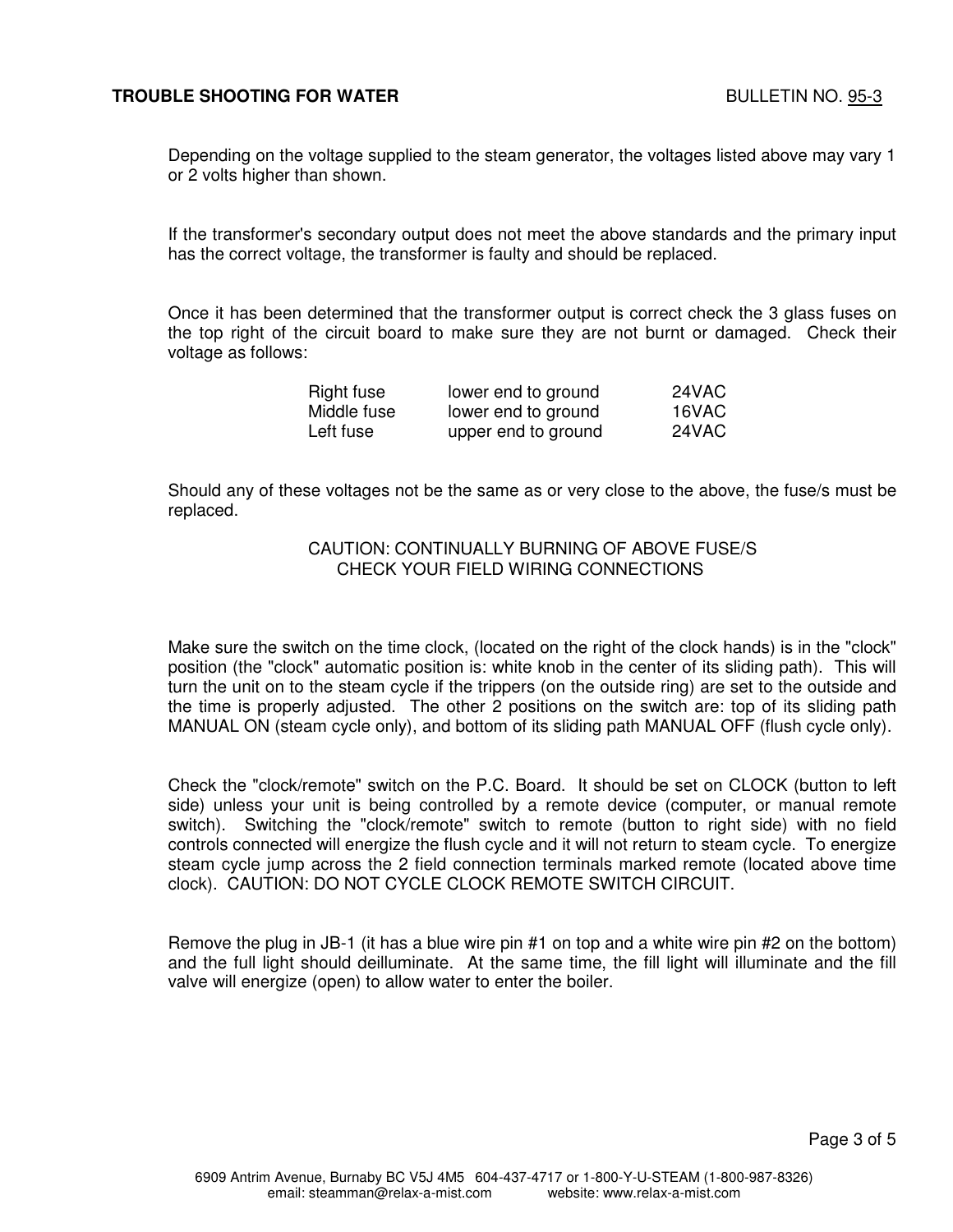Depending on the voltage supplied to the steam generator, the voltages listed above may vary 1 or 2 volts higher than shown.

If the transformer's secondary output does not meet the above standards and the primary input has the correct voltage, the transformer is faulty and should be replaced.

Once it has been determined that the transformer output is correct check the 3 glass fuses on the top right of the circuit board to make sure they are not burnt or damaged. Check their voltage as follows:

| | | |
|---|---|---|
| Right fuse | lower end to ground | 24VAC |
| Middle fuse | lower end to ground | 16VAC |
| Left fuse | upper end to ground | 24VAC |

Should any of these voltages not be the same as or very close to the above, the fuse/s must be replaced.

CAUTION: CONTINUALLY BURNING OF ABOVE FUSE/S
CHECK YOUR FIELD WIRING CONNECTIONS

Make sure the switch on the time clock, (located on the right of the clock hands) is in the "clock" position (the "clock" automatic position is: white knob in the center of its sliding path). This will turn the unit on to the steam cycle if the trippers (on the outside ring) are set to the outside and the time is properly adjusted. The other 2 positions on the switch are: top of its sliding path MANUAL ON (steam cycle only), and bottom of its sliding path MANUAL OFF (flush cycle only).

Check the "clock/remote" switch on the P.C. Board. It should be set on CLOCK (button to left side) unless your unit is being controlled by a remote device (computer, or manual remote switch). Switching the "clock/remote" switch to remote (button to right side) with no field controls connected will energize the flush cycle and it will not return to steam cycle. To energize steam cycle jump across the 2 field connection terminals marked remote (located above time clock). CAUTION: DO NOT CYCLE CLOCK REMOTE SWITCH CIRCUIT.

Remove the plug in JB-1 (it has a blue wire pin #1 on top and a white wire pin #2 on the bottom) and the full light should deilluminate. At the same time, the fill light will illuminate and the fill valve will energize (open) to allow water to enter the boiler.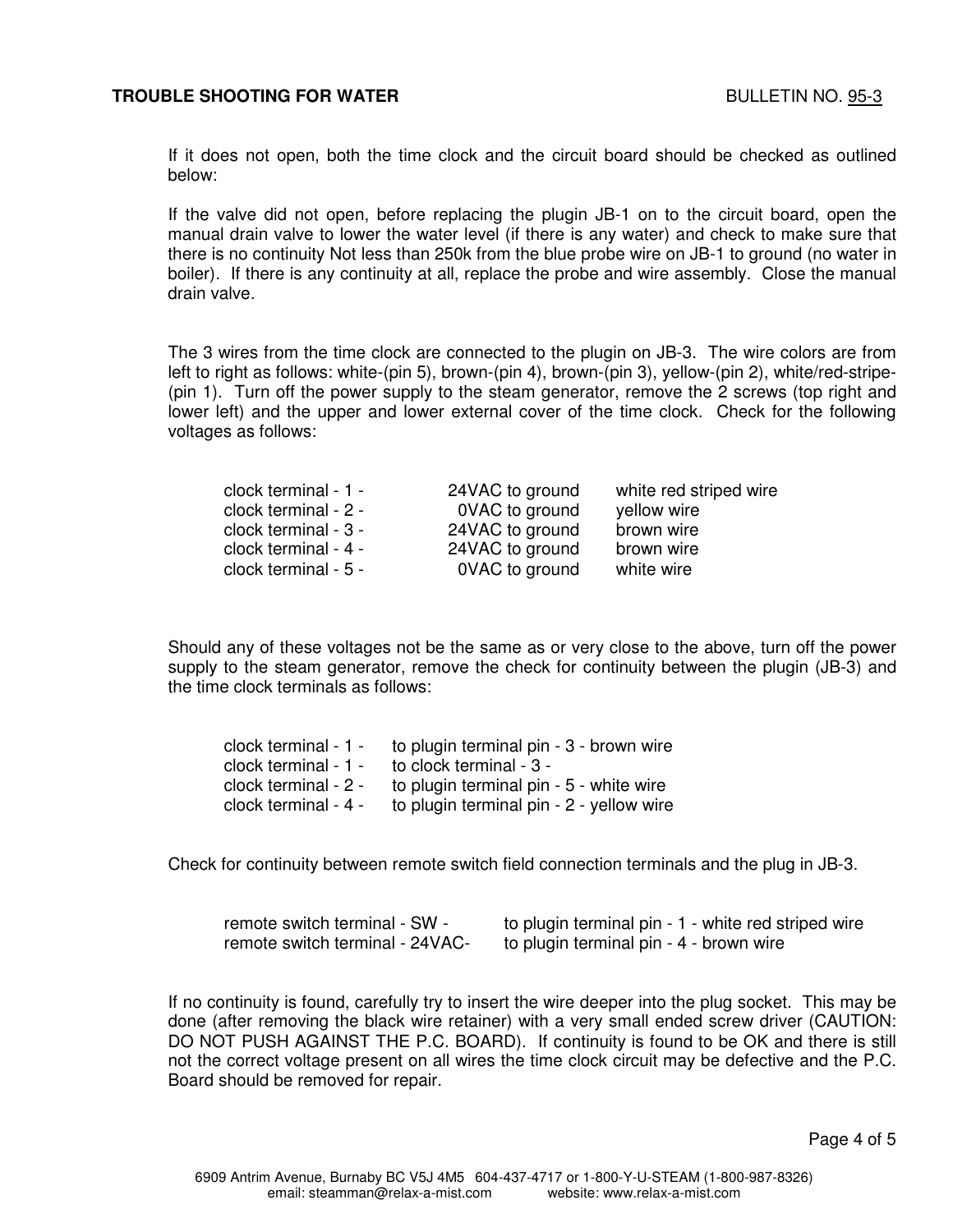If it does not open, both the time clock and the circuit board should be checked as outlined below:

If the valve did not open, before replacing the plugin JB-1 on to the circuit board, open the manual drain valve to lower the water level (if there is any water) and check to make sure that there is no continuity Not less than 250k from the blue probe wire on JB-1 to ground (no water in boiler). If there is any continuity at all, replace the probe and wire assembly. Close the manual drain valve.

The 3 wires from the time clock are connected to the plugin on JB-3. The wire colors are from left to right as follows: white-(pin 5), brown-(pin 4), brown-(pin 3), yellow-(pin 2), white/red-stripe-(pin 1). Turn off the power supply to the steam generator, remove the 2 screws (top right and lower left) and the upper and lower external cover of the time clock. Check for the following voltages as follows:

| | | |
|---|---|---|
| clock terminal - 1 - | 24VAC to ground | white red striped wire |
| clock terminal - 2 - | 0VAC to ground | yellow wire |
| clock terminal - 3 - | 24VAC to ground | brown wire |
| clock terminal - 4 - | 24VAC to ground | brown wire |
| clock terminal - 5 - | 0VAC to ground | white wire |

Should any of these voltages not be the same as or very close to the above, turn off the power supply to the steam generator, remove the check for continuity between the plugin (JB-3) and the time clock terminals as follows:

| | |
|---|---|
| clock terminal - 1 - | to plugin terminal pin - 3 - brown wire |
| clock terminal - 1 - | to clock terminal - 3 - |
| clock terminal - 2 - | to plugin terminal pin - 5 - white wire |
| clock terminal - 4 - | to plugin terminal pin - 2 - yellow wire |

Check for continuity between remote switch field connection terminals and the plug in JB-3.

| | |
|---|---|
| remote switch terminal - SW - | to plugin terminal pin - 1 - white red striped wire |
| remote switch terminal - 24VAC- | to plugin terminal pin - 4 - brown wire |

If no continuity is found, carefully try to insert the wire deeper into the plug socket. This may be done (after removing the black wire retainer) with a very small ended screw driver (CAUTION: DO NOT PUSH AGAINST THE P.C. BOARD). If continuity is found to be OK and there is still not the correct voltage present on all wires the time clock circuit may be defective and the P.C. Board should be removed for repair.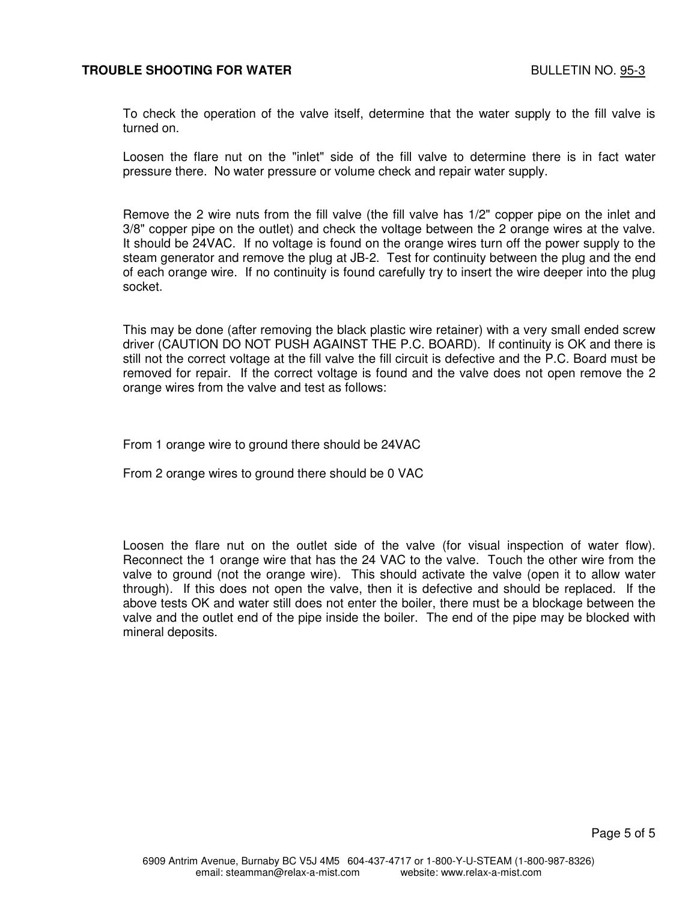To check the operation of the valve itself, determine that the water supply to the fill valve is turned on.

Loosen the flare nut on the "inlet" side of the fill valve to determine there is in fact water pressure there. No water pressure or volume check and repair water supply.

Remove the 2 wire nuts from the fill valve (the fill valve has 1/2" copper pipe on the inlet and 3/8" copper pipe on the outlet) and check the voltage between the 2 orange wires at the valve. It should be 24VAC. If no voltage is found on the orange wires turn off the power supply to the steam generator and remove the plug at JB-2. Test for continuity between the plug and the end of each orange wire. If no continuity is found carefully try to insert the wire deeper into the plug socket.

This may be done (after removing the black plastic wire retainer) with a very small ended screw driver (CAUTION DO NOT PUSH AGAINST THE P.C. BOARD). If continuity is OK and there is still not the correct voltage at the fill valve the fill circuit is defective and the P.C. Board must be removed for repair. If the correct voltage is found and the valve does not open remove the 2 orange wires from the valve and test as follows:

From 1 orange wire to ground there should be 24VAC

From 2 orange wires to ground there should be 0 VAC

Loosen the flare nut on the outlet side of the valve (for visual inspection of water flow). Reconnect the 1 orange wire that has the 24 VAC to the valve. Touch the other wire from the valve to ground (not the orange wire). This should activate the valve (open it to allow water through). If this does not open the valve, then it is defective and should be replaced. If the above tests OK and water still does not enter the boiler, there must be a blockage between the valve and the outlet end of the pipe inside the boiler. The end of the pipe may be blocked with mineral deposits.